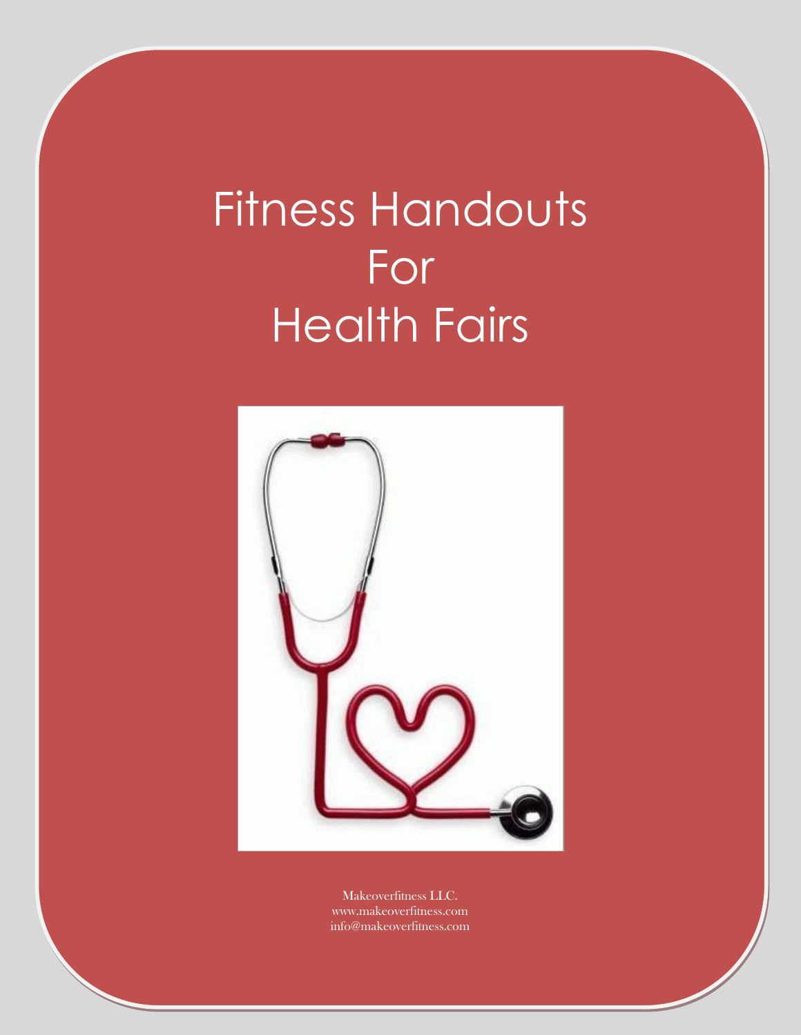# Fitness Handouts For Health Fairs

Makeoverfitness LLC.
www.makeoverfitness.com
info@makeoverfitness.com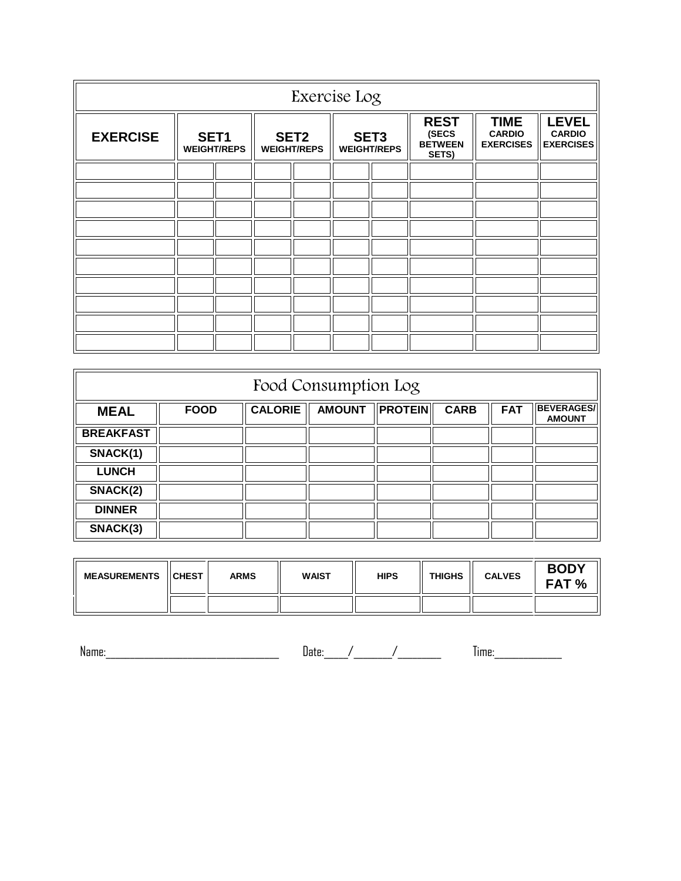## Exercise Log

| EXERCISE | SET1 WEIGHT/REPS | | SET2 WEIGHT/REPS | | SET3 WEIGHT/REPS | | REST (SECS BETWEEN SETS) | TIME CARDIO EXERCISES | LEVEL CARDIO EXERCISES |
|---|---|---|---|---|---|---|---|---|---|
| | | | | | | | | | |
| | | | | | | | | | |
| | | | | | | | | | |
| | | | | | | | | | |
| | | | | | | | | | |
| | | | | | | | | | |
| | | | | | | | | | |
| | | | | | | | | | |
| | | | | | | | | | |
| | | | | | | | | | |

## Food Consumption Log

| MEAL | FOOD | CALORIE | AMOUNT | PROTEIN | CARB | FAT | BEVERAGES/ AMOUNT |
|---|---|---|---|---|---|---|---|
| BREAKFAST | | | | | | | |
| SNACK(1) | | | | | | | |
| LUNCH | | | | | | | |
| SNACK(2) | | | | | | | |
| DINNER | | | | | | | |
| SNACK(3) | | | | | | | |

| MEASUREMENTS | CHEST | ARMS | WAIST | HIPS | THIGHS | CALVES | BODY FAT % |
|---|---|---|---|---|---|---|---|
| | | | | | | | |

Name:________________________________ Date:____/_______/________ Time:____________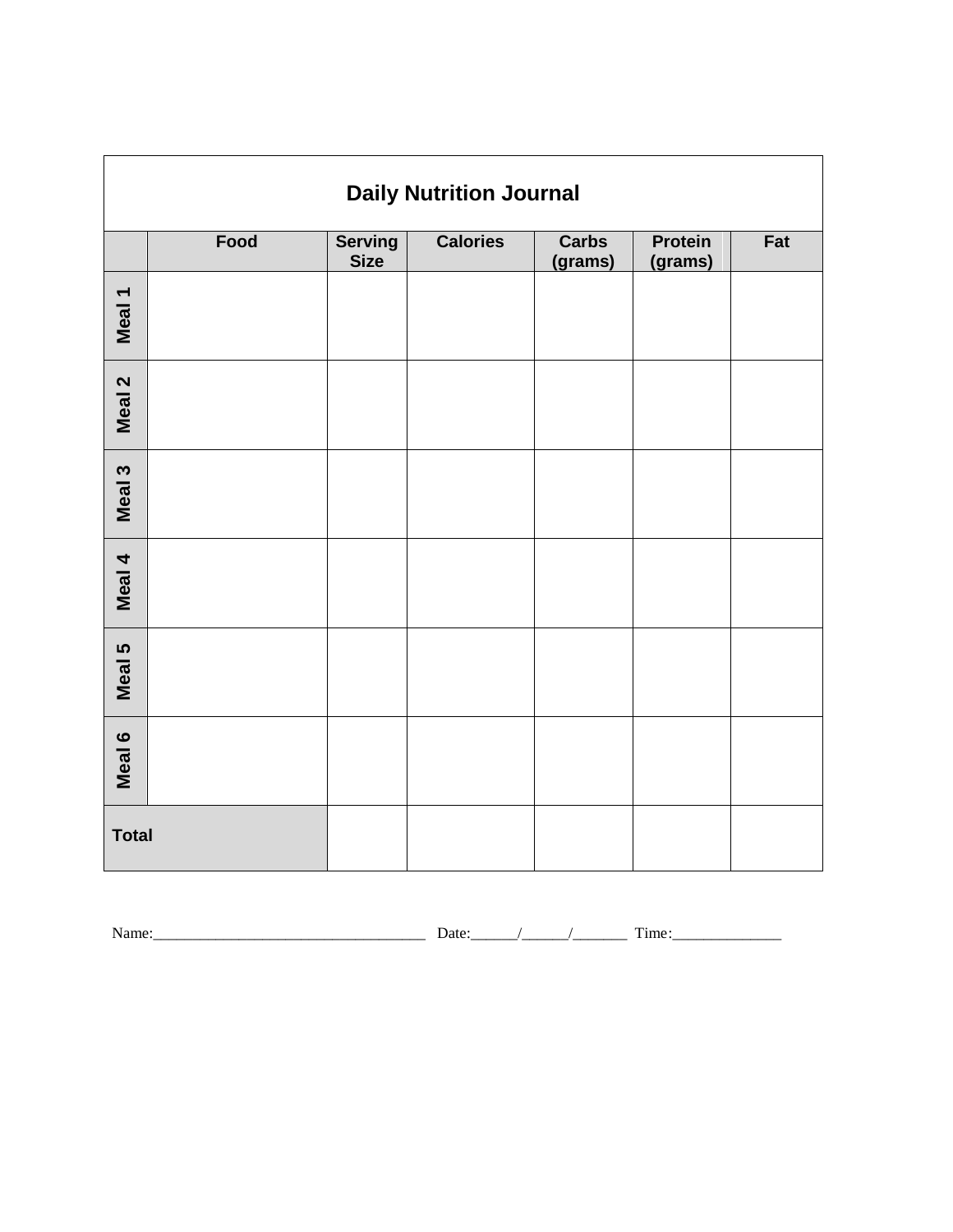## Daily Nutrition Journal

| | Food | Serving Size | Calories | Carbs (grams) | Protein (grams) | Fat |
|---|---|---|---|---|---|---|
| **Meal 1** | | | | | | |
| **Meal 2** | | | | | | |
| **Meal 3** | | | | | | |
| **Meal 4** | | | | | | |
| **Meal 5** | | | | | | |
| **Meal 6** | | | | | | |
| **Total** | | | | | | |

Name:____________________________________ Date:______/______/_______ Time:_______________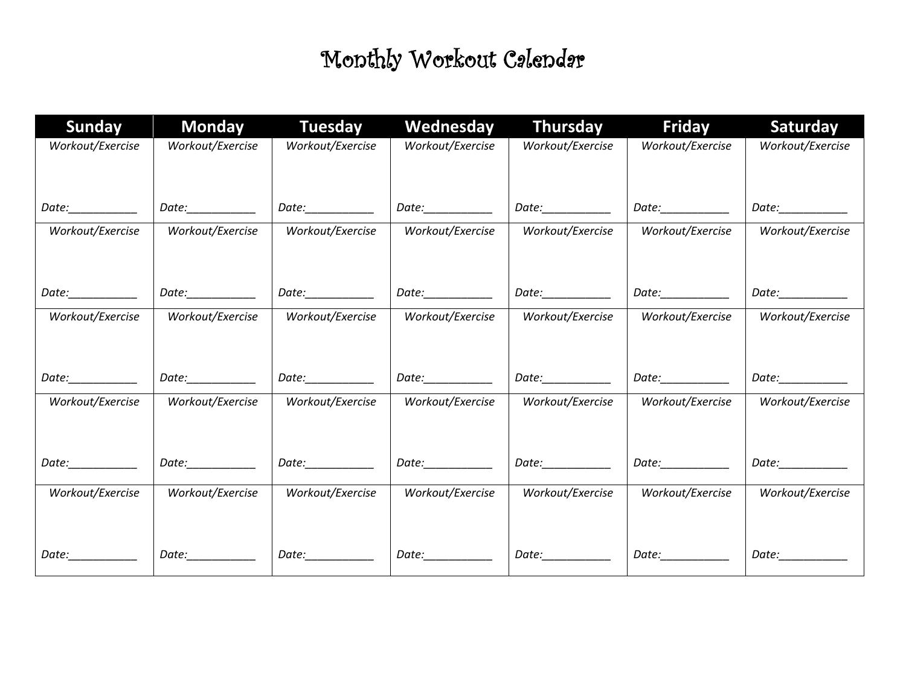# Monthly Workout Calendar

| Sunday | Monday | Tuesday | Wednesday | Thursday | Friday | Saturday |
|---|---|---|---|---|---|---|
| *Workout/Exercise*<br><br>*Date:___________* | *Workout/Exercise*<br><br>*Date:___________* | *Workout/Exercise*<br><br>*Date:___________* | *Workout/Exercise*<br><br>*Date:___________* | *Workout/Exercise*<br><br>*Date:___________* | *Workout/Exercise*<br><br>*Date:___________* | *Workout/Exercise*<br><br>*Date:___________* |
| *Workout/Exercise*<br><br>*Date:___________* | *Workout/Exercise*<br><br>*Date:___________* | *Workout/Exercise*<br><br>*Date:___________* | *Workout/Exercise*<br><br>*Date:___________* | *Workout/Exercise*<br><br>*Date:___________* | *Workout/Exercise*<br><br>*Date:___________* | *Workout/Exercise*<br><br>*Date:___________* |
| *Workout/Exercise*<br><br>*Date:___________* | *Workout/Exercise*<br><br>*Date:___________* | *Workout/Exercise*<br><br>*Date:___________* | *Workout/Exercise*<br><br>*Date:___________* | *Workout/Exercise*<br><br>*Date:___________* | *Workout/Exercise*<br><br>*Date:___________* | *Workout/Exercise*<br><br>*Date:___________* |
| *Workout/Exercise*<br><br>*Date:___________* | *Workout/Exercise*<br><br>*Date:___________* | *Workout/Exercise*<br><br>*Date:___________* | *Workout/Exercise*<br><br>*Date:___________* | *Workout/Exercise*<br><br>*Date:___________* | *Workout/Exercise*<br><br>*Date:___________* | *Workout/Exercise*<br><br>*Date:___________* |
| *Workout/Exercise*<br><br>*Date:___________* | *Workout/Exercise*<br><br>*Date:___________* | *Workout/Exercise*<br><br>*Date:___________* | *Workout/Exercise*<br><br>*Date:___________* | *Workout/Exercise*<br><br>*Date:___________* | *Workout/Exercise*<br><br>*Date:___________* | *Workout/Exercise*<br><br>*Date:___________* |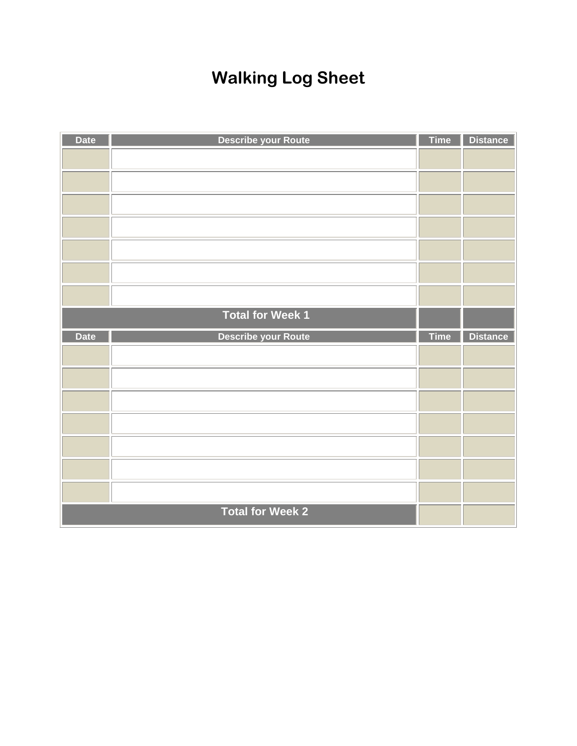# Walking Log Sheet

| Date | Describe your Route | Time | Distance |
|---|---|---|---|
| | | | |
| | | | |
| | | | |
| | | | |
| | | | |
| | | | |
| | | | |
| Total for Week 1 | | | |
| Date | Describe your Route | Time | Distance |
| | | | |
| | | | |
| | | | |
| | | | |
| | | | |
| | | | |
| | | | |
| Total for Week 2 | | | |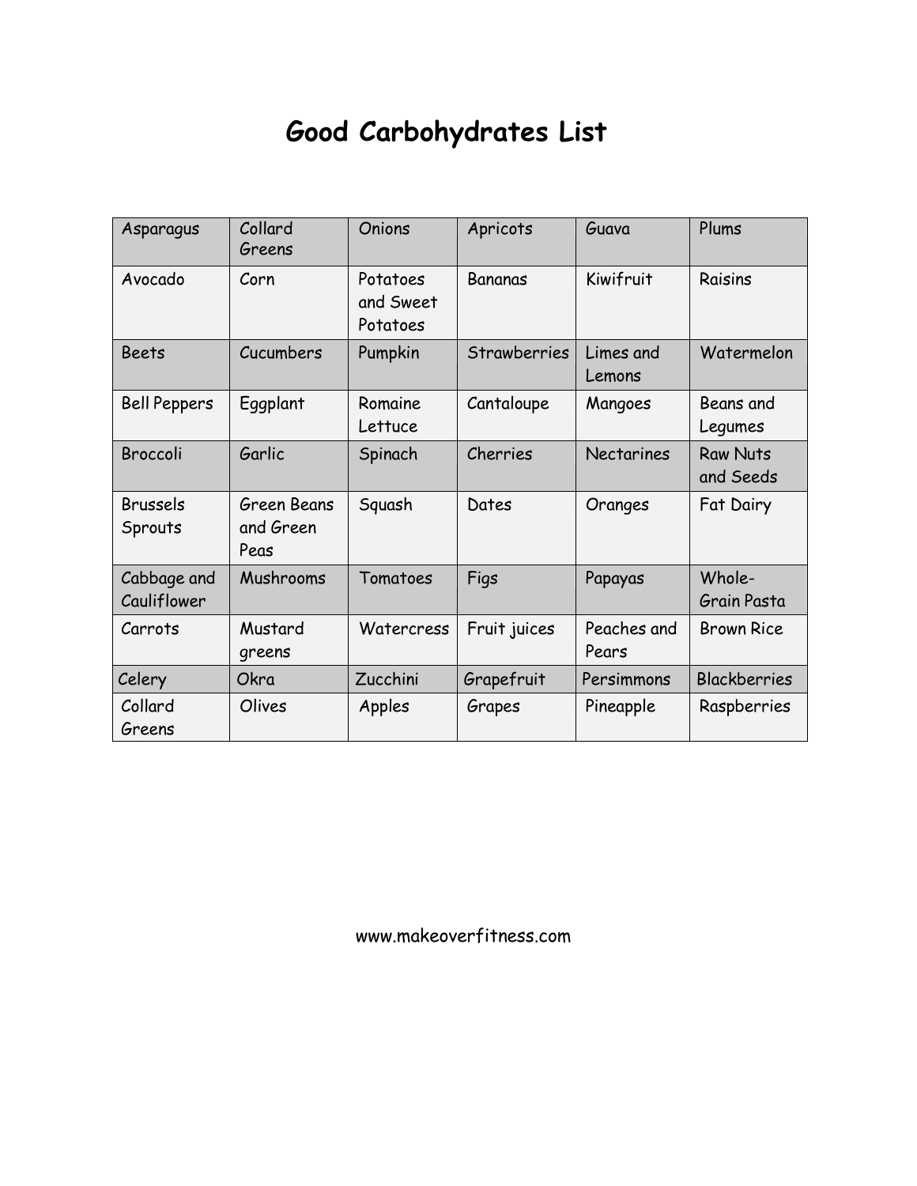# Good Carbohydrates List

| | | | | | |
|---|---|---|---|---|---|
| Asparagus | Collard Greens | Onions | Apricots | Guava | Plums |
| Avocado | Corn | Potatoes and Sweet Potatoes | Bananas | Kiwifruit | Raisins |
| Beets | Cucumbers | Pumpkin | Strawberries | Limes and Lemons | Watermelon |
| Bell Peppers | Eggplant | Romaine Lettuce | Cantaloupe | Mangoes | Beans and Legumes |
| Broccoli | Garlic | Spinach | Cherries | Nectarines | Raw Nuts and Seeds |
| Brussels Sprouts | Green Beans and Green Peas | Squash | Dates | Oranges | Fat Dairy |
| Cabbage and Cauliflower | Mushrooms | Tomatoes | Figs | Papayas | Whole-Grain Pasta |
| Carrots | Mustard greens | Watercress | Fruit juices | Peaches and Pears | Brown Rice |
| Celery | Okra | Zucchini | Grapefruit | Persimmons | Blackberries |
| Collard Greens | Olives | Apples | Grapes | Pineapple | Raspberries |

www.makeoverfitness.com